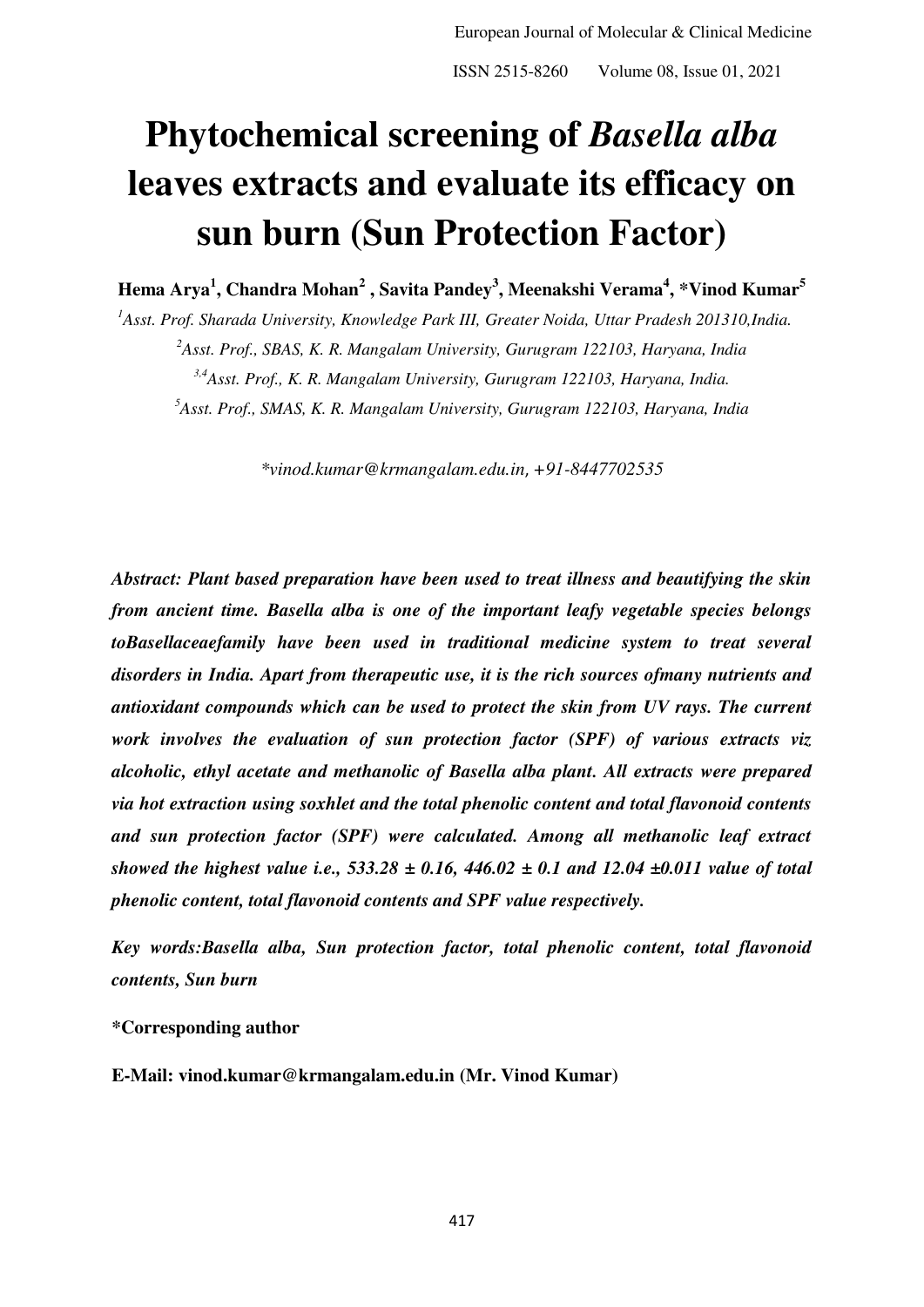# Phytochemical screening of *Basella alba* leaves extracts and evaluate its efficacy on sun burn (Sun Protection Factor)

**Hema Arya[1], Chandra Mohan[2] , Savita Pandey[3], Meenakshi Verama[4], *Vinod Kumar[5]**

[1]*Asst. Prof. Sharada University, Knowledge Park III, Greater Noida, Uttar Pradesh 201310,India.*

[2]*Asst. Prof., SBAS, K. R. Mangalam University, Gurugram 122103, Haryana, India*

[3,4]*Asst. Prof., K. R. Mangalam University, Gurugram 122103, Haryana, India.*

[5]*Asst. Prof., SMAS, K. R. Mangalam University, Gurugram 122103, Haryana, India*

**vinod.kumar@krmangalam.edu.in, +91-8447702535*

***Abstract: Plant based preparation have been used to treat illness and beautifying the skin from ancient time. Basella alba is one of the important leafy vegetable species belongs toBasellaceaefamily have been used in traditional medicine system to treat several disorders in India. Apart from therapeutic use, it is the rich sources ofmany nutrients and antioxidant compounds which can be used to protect the skin from UV rays. The current work involves the evaluation of sun protection factor (SPF) of various extracts viz alcoholic, ethyl acetate and methanolic of Basella alba plant. All extracts were prepared via hot extraction using soxhlet and the total phenolic content and total flavonoid contents and sun protection factor (SPF) were calculated. Among all methanolic leaf extract showed the highest value i.e., 533.28 ± 0.16, 446.02 ± 0.1 and 12.04 ±0.011 value of total phenolic content, total flavonoid contents and SPF value respectively.***

***Key words:Basella alba, Sun protection factor, total phenolic content, total flavonoid contents, Sun burn***

**\*Corresponding author**

**E-Mail: vinod.kumar@krmangalam.edu.in (Mr. Vinod Kumar)**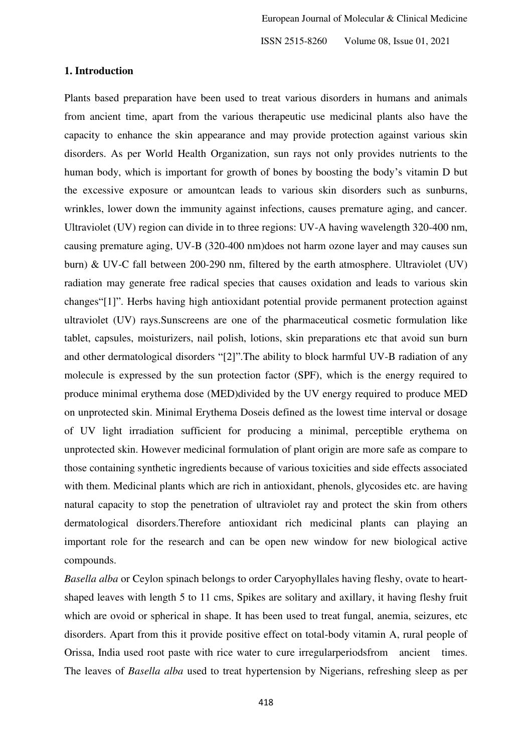## 1. Introduction

Plants based preparation have been used to treat various disorders in humans and animals from ancient time, apart from the various therapeutic use medicinal plants also have the capacity to enhance the skin appearance and may provide protection against various skin disorders. As per World Health Organization, sun rays not only provides nutrients to the human body, which is important for growth of bones by boosting the body's vitamin D but the excessive exposure or amountcan leads to various skin disorders such as sunburns, wrinkles, lower down the immunity against infections, causes premature aging, and cancer. Ultraviolet (UV) region can divide in to three regions: UV-A having wavelength 320-400 nm, causing premature aging, UV-B (320-400 nm)does not harm ozone layer and may causes sun burn) & UV-C fall between 200-290 nm, filtered by the earth atmosphere. Ultraviolet (UV) radiation may generate free radical species that causes oxidation and leads to various skin changes"[1]". Herbs having high antioxidant potential provide permanent protection against ultraviolet (UV) rays.Sunscreens are one of the pharmaceutical cosmetic formulation like tablet, capsules, moisturizers, nail polish, lotions, skin preparations etc that avoid sun burn and other dermatological disorders "[2]".The ability to block harmful UV-B radiation of any molecule is expressed by the sun protection factor (SPF), which is the energy required to produce minimal erythema dose (MED)divided by the UV energy required to produce MED on unprotected skin. Minimal Erythema Doseis defined as the lowest time interval or dosage of UV light irradiation sufficient for producing a minimal, perceptible erythema on unprotected skin. However medicinal formulation of plant origin are more safe as compare to those containing synthetic ingredients because of various toxicities and side effects associated with them. Medicinal plants which are rich in antioxidant, phenols, glycosides etc. are having natural capacity to stop the penetration of ultraviolet ray and protect the skin from others dermatological disorders.Therefore antioxidant rich medicinal plants can playing an important role for the research and can be open new window for new biological active compounds.

*Basella alba* or Ceylon spinach belongs to order Caryophyllales having fleshy, ovate to heart-shaped leaves with length 5 to 11 cms, Spikes are solitary and axillary, it having fleshy fruit which are ovoid or spherical in shape. It has been used to treat fungal, anemia, seizures, etc disorders. Apart from this it provide positive effect on total-body vitamin A, rural people of Orissa, India used root paste with rice water to cure irregularperiodsfrom ancient times. The leaves of *Basella alba* used to treat hypertension by Nigerians, refreshing sleep as per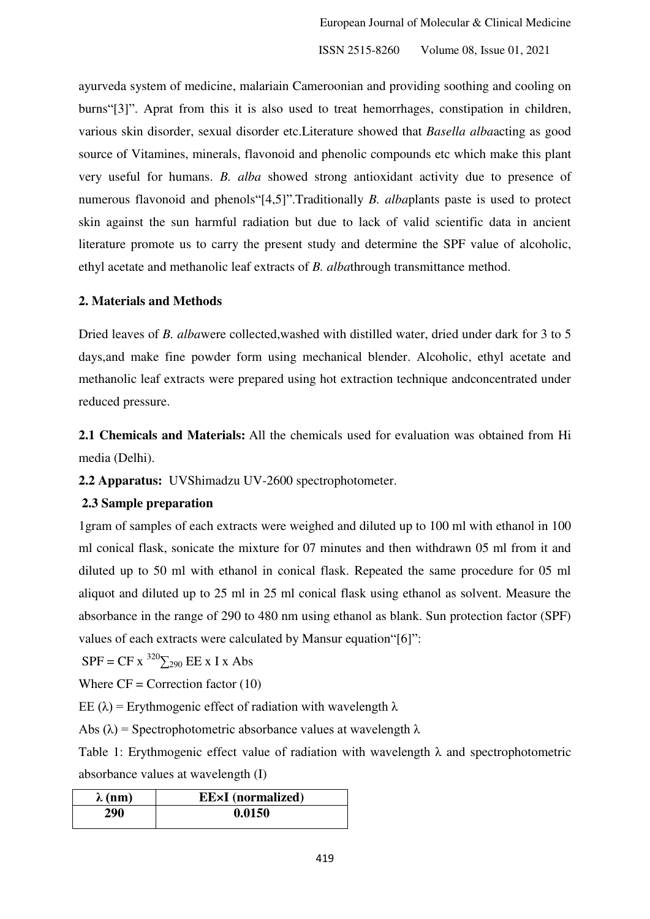ayurveda system of medicine, malariain Cameroonian and providing soothing and cooling on burns"[3]". Aprat from this it is also used to treat hemorrhages, constipation in children, various skin disorder, sexual disorder etc.Literature showed that *Basella alba*acting as good source of Vitamines, minerals, flavonoid and phenolic compounds etc which make this plant very useful for humans. *B. alba* showed strong antioxidant activity due to presence of numerous flavonoid and phenols"[4,5]".Traditionally *B. alba*plants paste is used to protect skin against the sun harmful radiation but due to lack of valid scientific data in ancient literature promote us to carry the present study and determine the SPF value of alcoholic, ethyl acetate and methanolic leaf extracts of *B. alba*through transmittance method.

## 2. Materials and Methods

Dried leaves of *B. alba*were collected,washed with distilled water, dried under dark for 3 to 5 days,and make fine powder form using mechanical blender. Alcoholic, ethyl acetate and methanolic leaf extracts were prepared using hot extraction technique andconcentrated under reduced pressure.

**2.1 Chemicals and Materials:** All the chemicals used for evaluation was obtained from Hi media (Delhi).

**2.2 Apparatus:** UVShimadzu UV-2600 spectrophotometer.

### 2.3 Sample preparation

1gram of samples of each extracts were weighed and diluted up to 100 ml with ethanol in 100 ml conical flask, sonicate the mixture for 07 minutes and then withdrawn 05 ml from it and diluted up to 50 ml with ethanol in conical flask. Repeated the same procedure for 05 ml aliquot and diluted up to 25 ml in 25 ml conical flask using ethanol as solvent. Measure the absorbance in the range of 290 to 480 nm using ethanol as blank. Sun protection factor (SPF) values of each extracts were calculated by Mansur equation"[6]":

$$SPF = CF \times \sum_{290}^{320} EE \times I \times Abs$$

Where CF = Correction factor (10)

EE ($\lambda$) = Erythmogenic effect of radiation with wavelength $\lambda$

Abs ($\lambda$) = Spectrophotometric absorbance values at wavelength $\lambda$

Table 1: Erythmogenic effect value of radiation with wavelength $\lambda$ and spectrophotometric absorbance values at wavelength (I)

| **λ (nm)** | **EE×I (normalized)** |
|---|---|
| **290** | **0.0150** |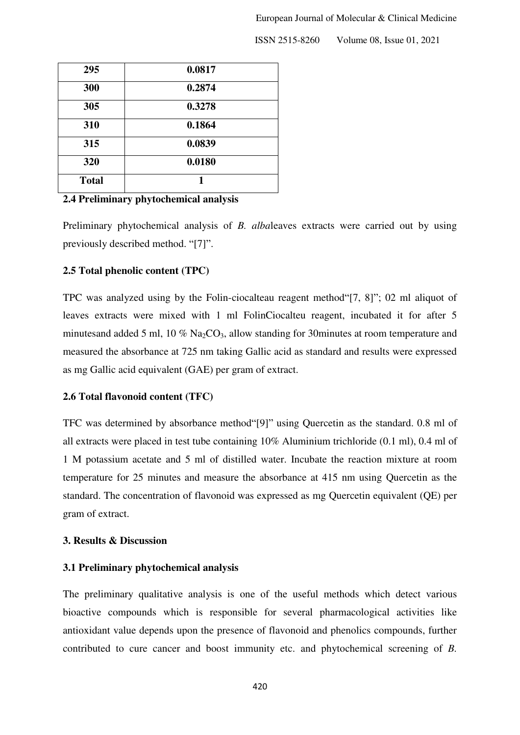| 295 | 0.0817 |
|---|---|
| 300 | 0.2874 |
| 305 | 0.3278 |
| 310 | 0.1864 |
| 315 | 0.0839 |
| 320 | 0.0180 |
| **Total** | **1** |

### 2.4 Preliminary phytochemical analysis

Preliminary phytochemical analysis of *B. alba*leaves extracts were carried out by using previously described method. "[7]".

### 2.5 Total phenolic content (TPC)

TPC was analyzed using by the Folin-ciocalteau reagent method"[7, 8]"; 02 ml aliquot of leaves extracts were mixed with 1 ml FolinCiocalteu reagent, incubated it for after 5 minutesand added 5 ml, 10 % $Na_2CO_3$, allow standing for 30minutes at room temperature and measured the absorbance at 725 nm taking Gallic acid as standard and results were expressed as mg Gallic acid equivalent (GAE) per gram of extract.

### 2.6 Total flavonoid content (TFC)

TFC was determined by absorbance method"[9]" using Quercetin as the standard. 0.8 ml of all extracts were placed in test tube containing 10% Aluminium trichloride (0.1 ml), 0.4 ml of 1 M potassium acetate and 5 ml of distilled water. Incubate the reaction mixture at room temperature for 25 minutes and measure the absorbance at 415 nm using Quercetin as the standard. The concentration of flavonoid was expressed as mg Quercetin equivalent (QE) per gram of extract.

## 3. Results & Discussion

### 3.1 Preliminary phytochemical analysis

The preliminary qualitative analysis is one of the useful methods which detect various bioactive compounds which is responsible for several pharmacological activities like antioxidant value depends upon the presence of flavonoid and phenolics compounds, further contributed to cure cancer and boost immunity etc. and phytochemical screening of *B.*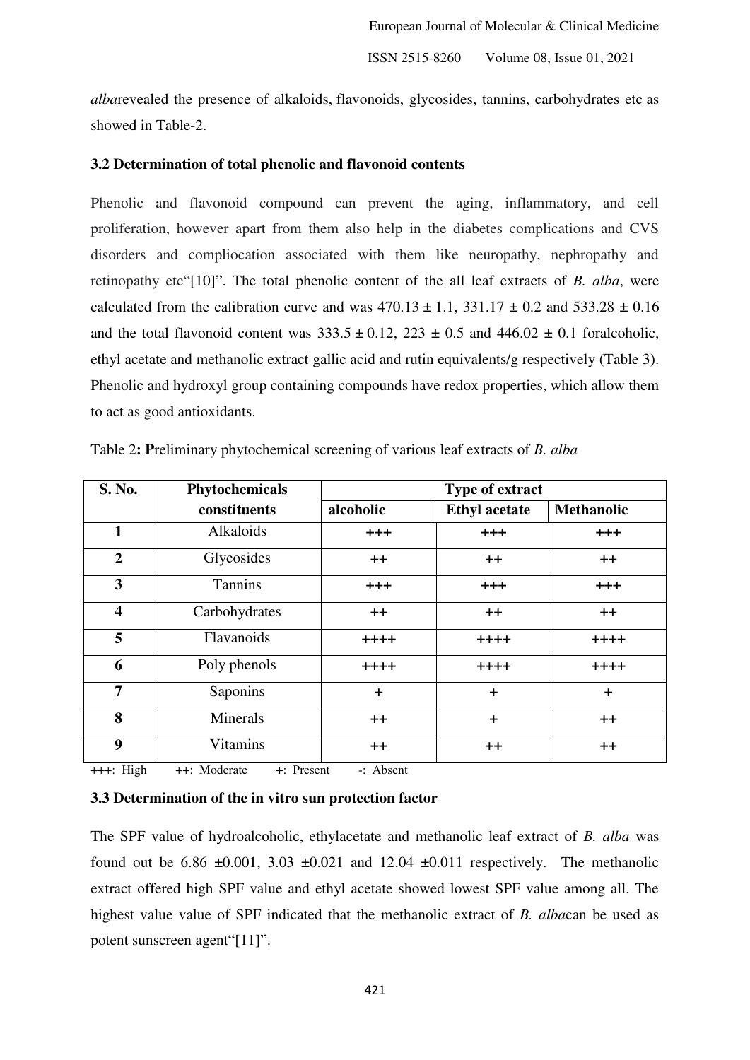*alba*revealed the presence of alkaloids, flavonoids, glycosides, tannins, carbohydrates etc as showed in Table-2.

### 3.2 Determination of total phenolic and flavonoid contents

Phenolic and flavonoid compound can prevent the aging, inflammatory, and cell proliferation, however apart from them also help in the diabetes complications and CVS disorders and compliocation associated with them like neuropathy, nephropathy and retinopathy etc"[10]". The total phenolic content of the all leaf extracts of *B. alba*, were calculated from the calibration curve and was 470.13 ± 1.1, 331.17 ± 0.2 and 533.28 ± 0.16 and the total flavonoid content was 333.5 ± 0.12, 223 ± 0.5 and 446.02 ± 0.1 foralcoholic, ethyl acetate and methanolic extract gallic acid and rutin equivalents/g respectively (Table 3). Phenolic and hydroxyl group containing compounds have redox properties, which allow them to act as good antioxidants.

Table 2**: P**reliminary phytochemical screening of various leaf extracts of *B. alba*

| S. No. | Phytochemicals constituents | Type of extract | | |
|---|---|---|---|---|
| | | alcoholic | Ethyl acetate | Methanolic |
| 1 | Alkaloids | +++ | +++ | +++ |
| 2 | Glycosides | ++ | ++ | ++ |
| 3 | Tannins | +++ | +++ | +++ |
| 4 | Carbohydrates | ++ | ++ | ++ |
| 5 | Flavanoids | ++++ | ++++ | ++++ |
| 6 | Poly phenols | ++++ | ++++ | ++++ |
| 7 | Saponins | + | + | + |
| 8 | Minerals | ++ | + | ++ |
| 9 | Vitamins | ++ | ++ | ++ |

+++: High ++: Moderate +: Present -: Absent

### 3.3 Determination of the in vitro sun protection factor

The SPF value of hydroalcoholic, ethylacetate and methanolic leaf extract of *B. alba* was found out be 6.86 ±0.001, 3.03 ±0.021 and 12.04 ±0.011 respectively. The methanolic extract offered high SPF value and ethyl acetate showed lowest SPF value among all. The highest value value of SPF indicated that the methanolic extract of *B. alba*can be used as potent sunscreen agent"[11]".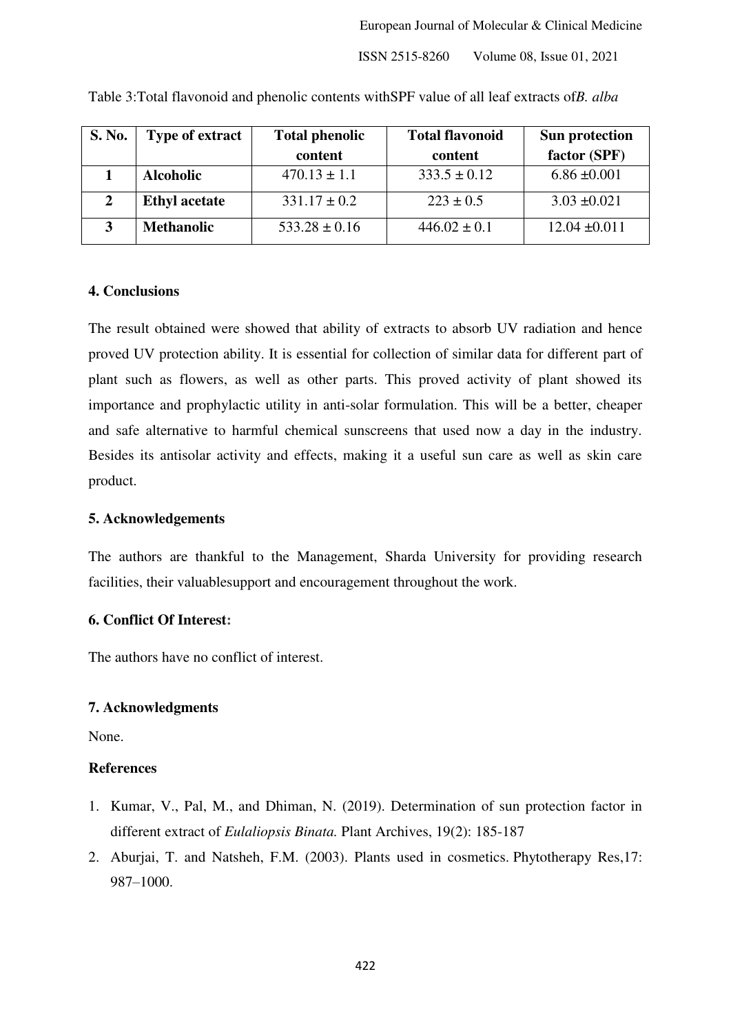Table 3:Total flavonoid and phenolic contents withSPF value of all leaf extracts of*B. alba*

| S. No. | Type of extract | Total phenolic content | Total flavonoid content | Sun protection factor (SPF) |
|---|---|---|---|---|
| 1 | **Alcoholic** | 470.13 ± 1.1 | 333.5 ± 0.12 | 6.86 ±0.001 |
| 2 | **Ethyl acetate** | 331.17 ± 0.2 | 223 ± 0.5 | 3.03 ±0.021 |
| 3 | **Methanolic** | 533.28 ± 0.16 | 446.02 ± 0.1 | 12.04 ±0.011 |

## 4. Conclusions

The result obtained were showed that ability of extracts to absorb UV radiation and hence proved UV protection ability. It is essential for collection of similar data for different part of plant such as flowers, as well as other parts. This proved activity of plant showed its importance and prophylactic utility in anti-solar formulation. This will be a better, cheaper and safe alternative to harmful chemical sunscreens that used now a day in the industry. Besides its antisolar activity and effects, making it a useful sun care as well as skin care product.

## 5. Acknowledgements

The authors are thankful to the Management, Sharda University for providing research facilities, their valuablesupport and encouragement throughout the work.

## 6. Conflict Of Interest:

The authors have no conflict of interest.

## 7. Acknowledgments

None.

## References

1. Kumar, V., Pal, M., and Dhiman, N. (2019). Determination of sun protection factor in different extract of *Eulaliopsis Binata.* Plant Archives, 19(2): 185-187
2. Aburjai, T. and Natsheh, F.M. (2003). Plants used in cosmetics. Phytotherapy Res,17: 987–1000.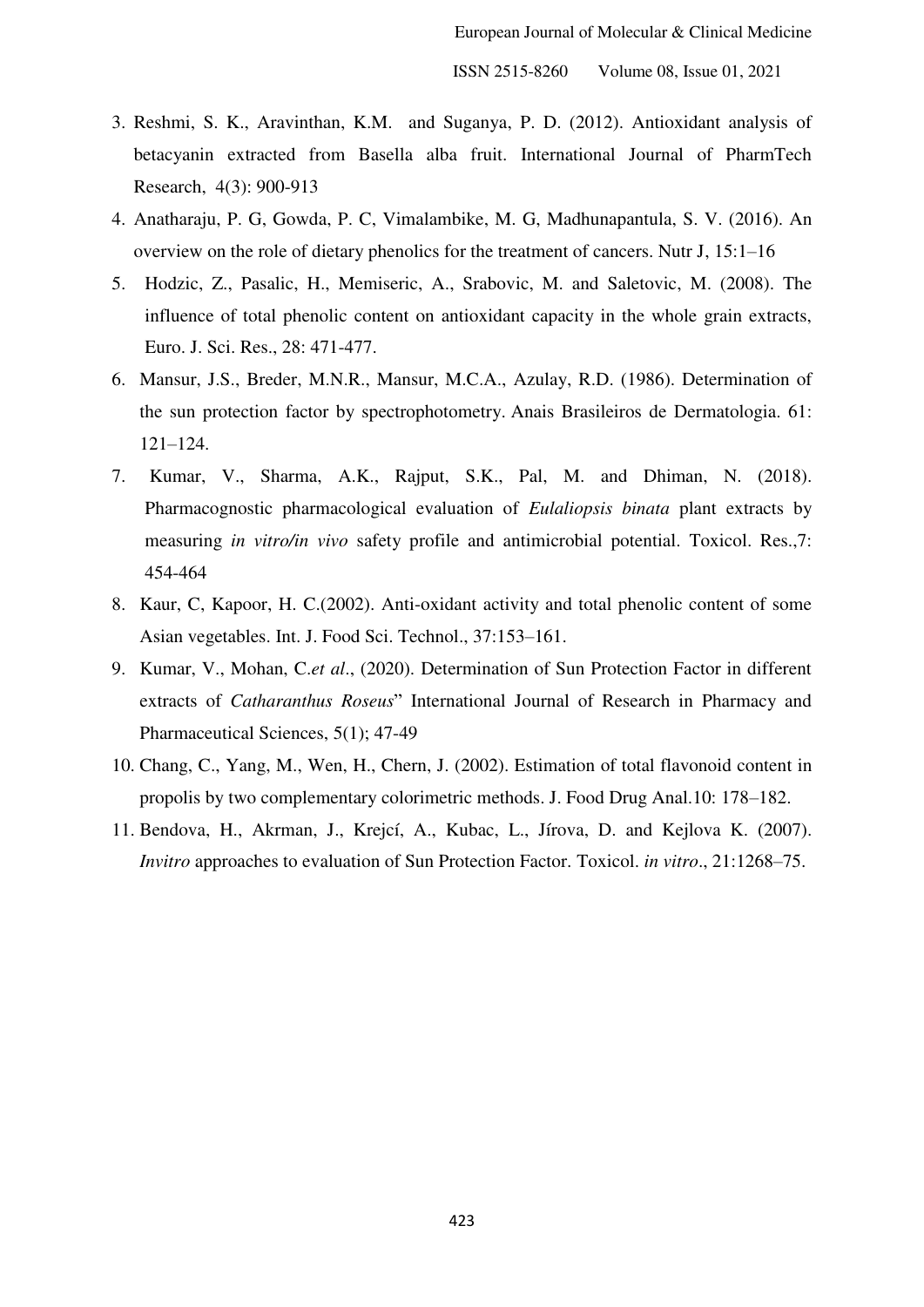3. Reshmi, S. K., Aravinthan, K.M. and Suganya, P. D. (2012). Antioxidant analysis of betacyanin extracted from Basella alba fruit. International Journal of PharmTech Research, 4(3): 900-913
4. Anatharaju, P. G, Gowda, P. C, Vimalambike, M. G, Madhunapantula, S. V. (2016). An overview on the role of dietary phenolics for the treatment of cancers. Nutr J, 15:1–16
5. Hodzic, Z., Pasalic, H., Memiseric, A., Srabovic, M. and Saletovic, M. (2008). The influence of total phenolic content on antioxidant capacity in the whole grain extracts, Euro. J. Sci. Res., 28: 471-477.
6. Mansur, J.S., Breder, M.N.R., Mansur, M.C.A., Azulay, R.D. (1986). Determination of the sun protection factor by spectrophotometry. Anais Brasileiros de Dermatologia. 61: 121–124.
7. Kumar, V., Sharma, A.K., Rajput, S.K., Pal, M. and Dhiman, N. (2018). Pharmacognostic pharmacological evaluation of *Eulaliopsis binata* plant extracts by measuring *in vitro/in vivo* safety profile and antimicrobial potential. Toxicol. Res.,7: 454-464
8. Kaur, C, Kapoor, H. C.(2002). Anti-oxidant activity and total phenolic content of some Asian vegetables. Int. J. Food Sci. Technol., 37:153–161.
9. Kumar, V., Mohan, C.*et al*., (2020). Determination of Sun Protection Factor in different extracts of *Catharanthus Roseus*" International Journal of Research in Pharmacy and Pharmaceutical Sciences, 5(1); 47-49
10. Chang, C., Yang, M., Wen, H., Chern, J. (2002). Estimation of total flavonoid content in propolis by two complementary colorimetric methods. J. Food Drug Anal.10: 178–182.
11. Bendova, H., Akrman, J., Krejcí, A., Kubac, L., Jírova, D. and Kejlova K. (2007). *Invitro* approaches to evaluation of Sun Protection Factor. Toxicol. *in vitro*., 21:1268–75.